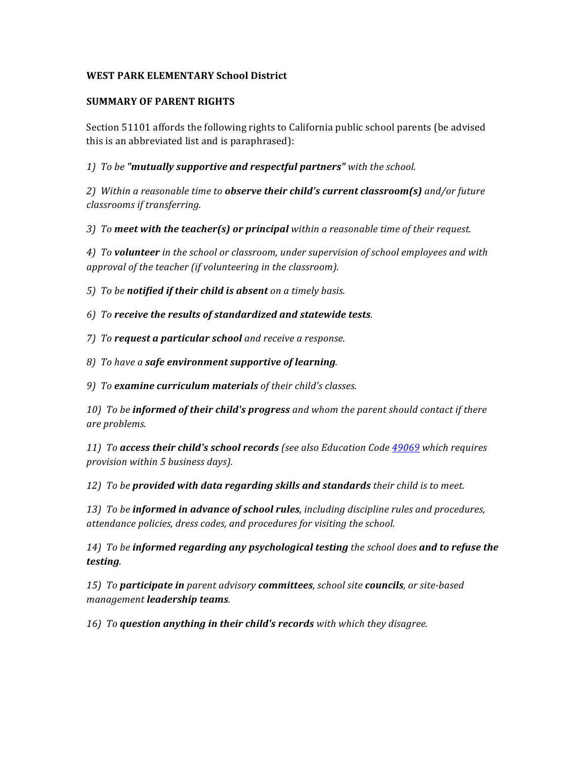**WEST PARK ELEMENTARY School District**

**SUMMARY OF PARENT RIGHTS**

Section 51101 affords the following rights to California public school parents (be advised this is an abbreviated list and is paraphrased):

*1) To be **"mutually supportive and respectful partners"** with the school.*

*2) Within a reasonable time to **observe their child's current classroom(s)** and/or future classrooms if transferring.*

*3) To **meet with the teacher(s) or principal** within a reasonable time of their request.*

*4) To **volunteer** in the school or classroom, under supervision of school employees and with approval of the teacher (if volunteering in the classroom).*

*5) To be **notified if their child is absent** on a timely basis.*

*6) To **receive the results of standardized and statewide tests**.*

*7) To **request a particular school** and receive a response.*

*8) To have a **safe environment supportive of learning**.*

*9) To **examine curriculum materials** of their child's classes.*

*10) To be **informed of their child's progress** and whom the parent should contact if there are problems.*

*11) To **access their child's school records** (see also Education Code 49069 which requires provision within 5 business days).*

*12) To be **provided with data regarding skills and standards** their child is to meet.*

*13) To be **informed in advance of school rules**, including discipline rules and procedures, attendance policies, dress codes, and procedures for visiting the school.*

*14) To be **informed regarding any psychological testing** the school does **and to refuse the testing**.*

*15) To **participate in** parent advisory **committees**, school site **councils**, or site-based management **leadership teams**.*

*16) To **question anything in their child's records** with which they disagree.*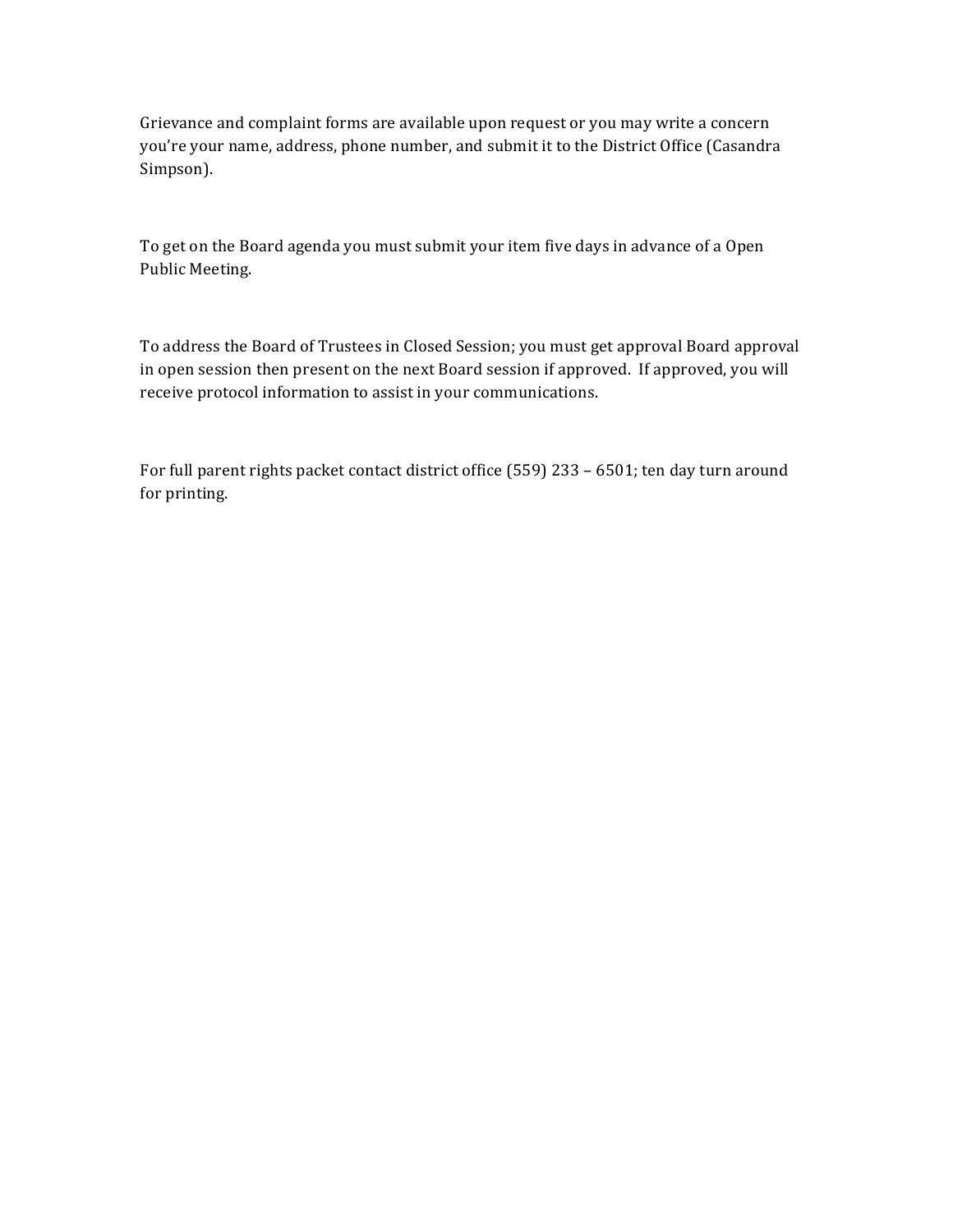Grievance and complaint forms are available upon request or you may write a concern you're your name, address, phone number, and submit it to the District Office (Casandra Simpson).

To get on the Board agenda you must submit your item five days in advance of a Open Public Meeting.

To address the Board of Trustees in Closed Session; you must get approval Board approval in open session then present on the next Board session if approved. If approved, you will receive protocol information to assist in your communications.

For full parent rights packet contact district office (559) 233 – 6501; ten day turn around for printing.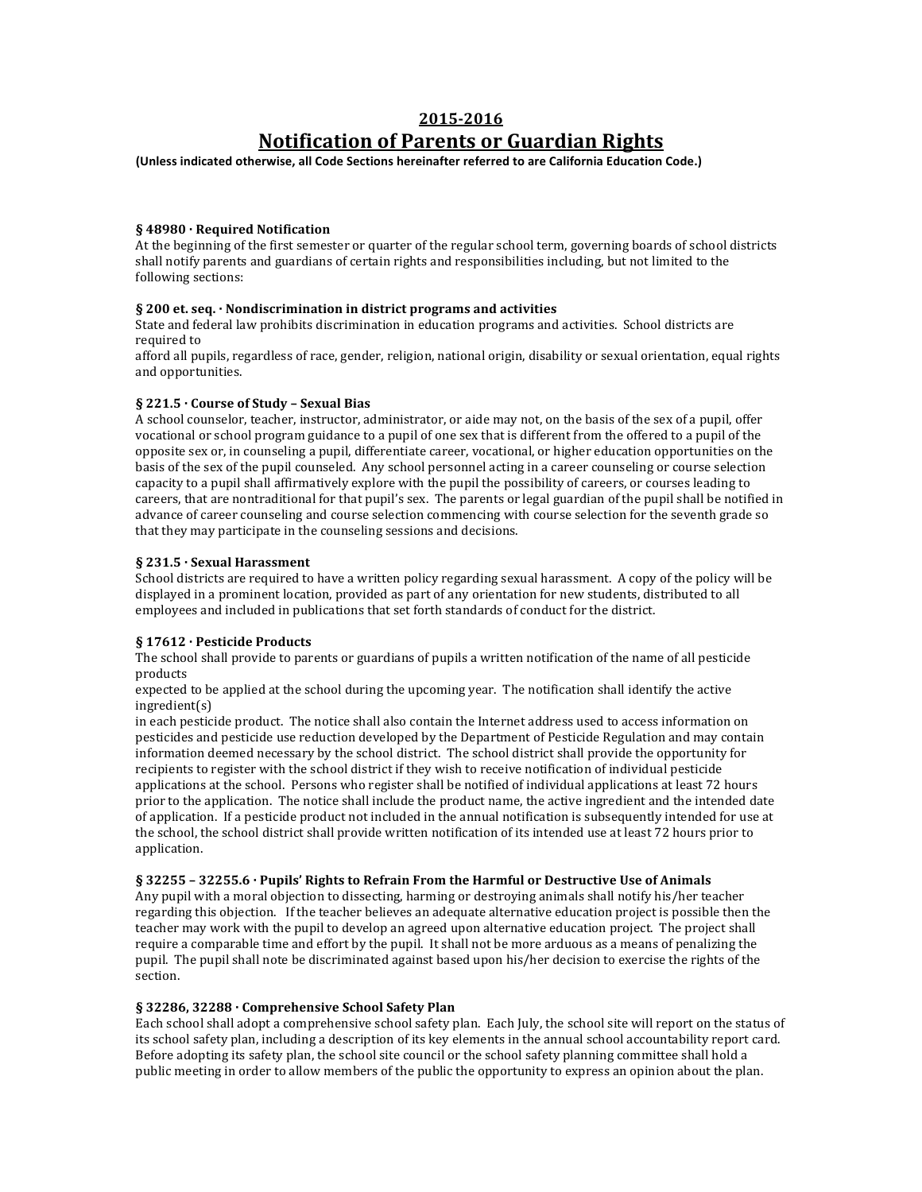# 2015-2016

# Notification of Parents or Guardian Rights

**(Unless indicated otherwise, all Code Sections hereinafter referred to are California Education Code.)**

### § 48980 · Required Notification

At the beginning of the first semester or quarter of the regular school term, governing boards of school districts shall notify parents and guardians of certain rights and responsibilities including, but not limited to the following sections:

### § 200 et. seq. · Nondiscrimination in district programs and activities

State and federal law prohibits discrimination in education programs and activities. School districts are required to afford all pupils, regardless of race, gender, religion, national origin, disability or sexual orientation, equal rights and opportunities.

### § 221.5 · Course of Study – Sexual Bias

A school counselor, teacher, instructor, administrator, or aide may not, on the basis of the sex of a pupil, offer vocational or school program guidance to a pupil of one sex that is different from the offered to a pupil of the opposite sex or, in counseling a pupil, differentiate career, vocational, or higher education opportunities on the basis of the sex of the pupil counseled. Any school personnel acting in a career counseling or course selection capacity to a pupil shall affirmatively explore with the pupil the possibility of careers, or courses leading to careers, that are nontraditional for that pupil's sex. The parents or legal guardian of the pupil shall be notified in advance of career counseling and course selection commencing with course selection for the seventh grade so that they may participate in the counseling sessions and decisions.

### § 231.5 · Sexual Harassment

School districts are required to have a written policy regarding sexual harassment. A copy of the policy will be displayed in a prominent location, provided as part of any orientation for new students, distributed to all employees and included in publications that set forth standards of conduct for the district.

### § 17612 · Pesticide Products

The school shall provide to parents or guardians of pupils a written notification of the name of all pesticide products expected to be applied at the school during the upcoming year. The notification shall identify the active ingredient(s) in each pesticide product. The notice shall also contain the Internet address used to access information on pesticides and pesticide use reduction developed by the Department of Pesticide Regulation and may contain information deemed necessary by the school district. The school district shall provide the opportunity for recipients to register with the school district if they wish to receive notification of individual pesticide applications at the school. Persons who register shall be notified of individual applications at least 72 hours prior to the application. The notice shall include the product name, the active ingredient and the intended date of application. If a pesticide product not included in the annual notification is subsequently intended for use at the school, the school district shall provide written notification of its intended use at least 72 hours prior to application.

### § 32255 – 32255.6 · Pupils' Rights to Refrain From the Harmful or Destructive Use of Animals

Any pupil with a moral objection to dissecting, harming or destroying animals shall notify his/her teacher regarding this objection. If the teacher believes an adequate alternative education project is possible then the teacher may work with the pupil to develop an agreed upon alternative education project. The project shall require a comparable time and effort by the pupil. It shall not be more arduous as a means of penalizing the pupil. The pupil shall note be discriminated against based upon his/her decision to exercise the rights of the section.

### § 32286, 32288 · Comprehensive School Safety Plan

Each school shall adopt a comprehensive school safety plan. Each July, the school site will report on the status of its school safety plan, including a description of its key elements in the annual school accountability report card. Before adopting its safety plan, the school site council or the school safety planning committee shall hold a public meeting in order to allow members of the public the opportunity to express an opinion about the plan.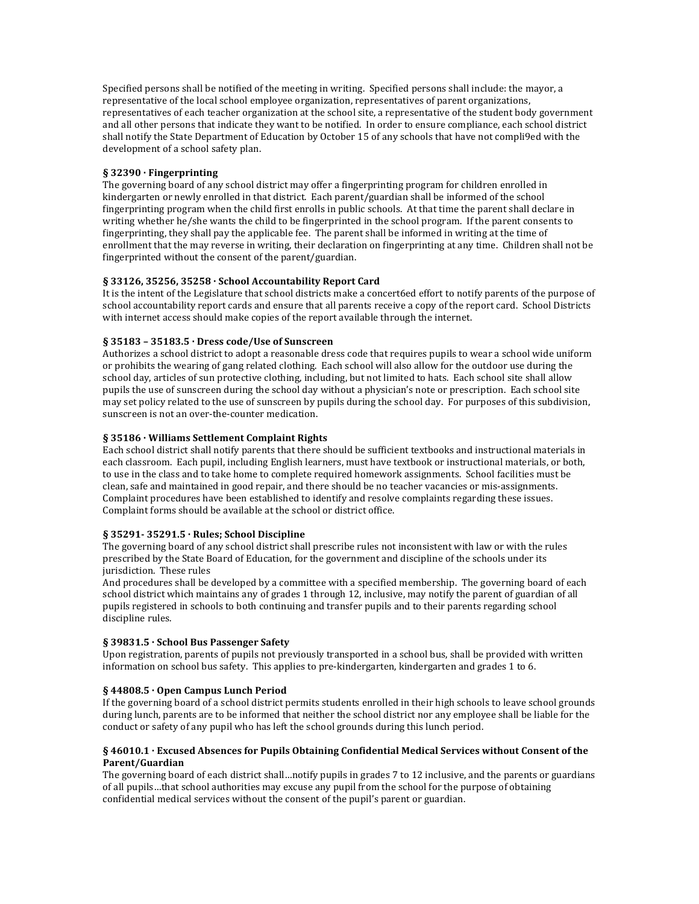Specified persons shall be notified of the meeting in writing. Specified persons shall include: the mayor, a representative of the local school employee organization, representatives of parent organizations, representatives of each teacher organization at the school site, a representative of the student body government and all other persons that indicate they want to be notified. In order to ensure compliance, each school district shall notify the State Department of Education by October 15 of any schools that have not compli9ed with the development of a school safety plan.

**§ 32390 · Fingerprinting**
The governing board of any school district may offer a fingerprinting program for children enrolled in kindergarten or newly enrolled in that district. Each parent/guardian shall be informed of the school fingerprinting program when the child first enrolls in public schools. At that time the parent shall declare in writing whether he/she wants the child to be fingerprinted in the school program. If the parent consents to fingerprinting, they shall pay the applicable fee. The parent shall be informed in writing at the time of enrollment that the may reverse in writing, their declaration on fingerprinting at any time. Children shall not be fingerprinted without the consent of the parent/guardian.

**§ 33126, 35256, 35258 · School Accountability Report Card**
It is the intent of the Legislature that school districts make a concert6ed effort to notify parents of the purpose of school accountability report cards and ensure that all parents receive a copy of the report card. School Districts with internet access should make copies of the report available through the internet.

**§ 35183 – 35183.5 · Dress code/Use of Sunscreen**
Authorizes a school district to adopt a reasonable dress code that requires pupils to wear a school wide uniform or prohibits the wearing of gang related clothing. Each school will also allow for the outdoor use during the school day, articles of sun protective clothing, including, but not limited to hats. Each school site shall allow pupils the use of sunscreen during the school day without a physician's note or prescription. Each school site may set policy related to the use of sunscreen by pupils during the school day. For purposes of this subdivision, sunscreen is not an over-the-counter medication.

**§ 35186 · Williams Settlement Complaint Rights**
Each school district shall notify parents that there should be sufficient textbooks and instructional materials in each classroom. Each pupil, including English learners, must have textbook or instructional materials, or both, to use in the class and to take home to complete required homework assignments. School facilities must be clean, safe and maintained in good repair, and there should be no teacher vacancies or mis-assignments. Complaint procedures have been established to identify and resolve complaints regarding these issues. Complaint forms should be available at the school or district office.

**§ 35291- 35291.5 · Rules; School Discipline**
The governing board of any school district shall prescribe rules not inconsistent with law or with the rules prescribed by the State Board of Education, for the government and discipline of the schools under its jurisdiction. These rules
And procedures shall be developed by a committee with a specified membership. The governing board of each school district which maintains any of grades 1 through 12, inclusive, may notify the parent of guardian of all pupils registered in schools to both continuing and transfer pupils and to their parents regarding school discipline rules.

**§ 39831.5 · School Bus Passenger Safety**
Upon registration, parents of pupils not previously transported in a school bus, shall be provided with written information on school bus safety. This applies to pre-kindergarten, kindergarten and grades 1 to 6.

**§ 44808.5 · Open Campus Lunch Period**
If the governing board of a school district permits students enrolled in their high schools to leave school grounds during lunch, parents are to be informed that neither the school district nor any employee shall be liable for the conduct or safety of any pupil who has left the school grounds during this lunch period.

**§ 46010.1 · Excused Absences for Pupils Obtaining Confidential Medical Services without Consent of the Parent/Guardian**
The governing board of each district shall…notify pupils in grades 7 to 12 inclusive, and the parents or guardians of all pupils…that school authorities may excuse any pupil from the school for the purpose of obtaining confidential medical services without the consent of the pupil's parent or guardian.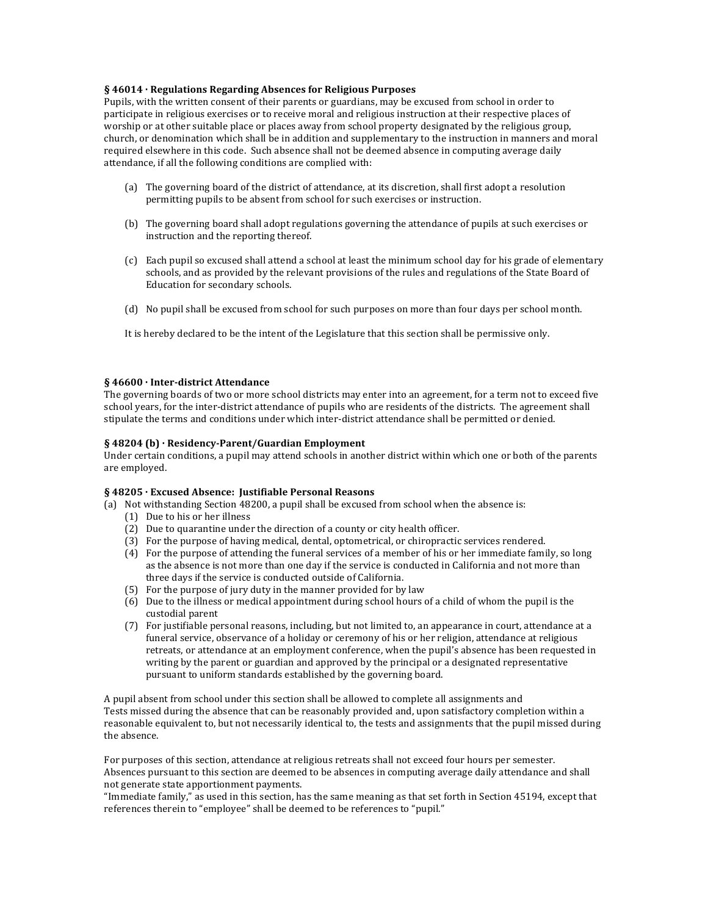**§ 46014 · Regulations Regarding Absences for Religious Purposes**
Pupils, with the written consent of their parents or guardians, may be excused from school in order to participate in religious exercises or to receive moral and religious instruction at their respective places of worship or at other suitable place or places away from school property designated by the religious group, church, or denomination which shall be in addition and supplementary to the instruction in manners and moral required elsewhere in this code. Such absence shall not be deemed absence in computing average daily attendance, if all the following conditions are complied with:

(a) The governing board of the district of attendance, at its discretion, shall first adopt a resolution permitting pupils to be absent from school for such exercises or instruction.

(b) The governing board shall adopt regulations governing the attendance of pupils at such exercises or instruction and the reporting thereof.

(c) Each pupil so excused shall attend a school at least the minimum school day for his grade of elementary schools, and as provided by the relevant provisions of the rules and regulations of the State Board of Education for secondary schools.

(d) No pupil shall be excused from school for such purposes on more than four days per school month.

It is hereby declared to be the intent of the Legislature that this section shall be permissive only.

**§ 46600 · Inter-district Attendance**
The governing boards of two or more school districts may enter into an agreement, for a term not to exceed five school years, for the inter-district attendance of pupils who are residents of the districts. The agreement shall stipulate the terms and conditions under which inter-district attendance shall be permitted or denied.

**§ 48204 (b) · Residency-Parent/Guardian Employment**
Under certain conditions, a pupil may attend schools in another district within which one or both of the parents are employed.

**§ 48205 · Excused Absence: Justifiable Personal Reasons**
(a) Not withstanding Section 48200, a pupil shall be excused from school when the absence is:
  (1) Due to his or her illness
  (2) Due to quarantine under the direction of a county or city health officer.
  (3) For the purpose of having medical, dental, optometrical, or chiropractic services rendered.
  (4) For the purpose of attending the funeral services of a member of his or her immediate family, so long as the absence is not more than one day if the service is conducted in California and not more than three days if the service is conducted outside of California.
  (5) For the purpose of jury duty in the manner provided for by law
  (6) Due to the illness or medical appointment during school hours of a child of whom the pupil is the custodial parent
  (7) For justifiable personal reasons, including, but not limited to, an appearance in court, attendance at a funeral service, observance of a holiday or ceremony of his or her religion, attendance at religious retreats, or attendance at an employment conference, when the pupil's absence has been requested in writing by the parent or guardian and approved by the principal or a designated representative pursuant to uniform standards established by the governing board.

A pupil absent from school under this section shall be allowed to complete all assignments and Tests missed during the absence that can be reasonably provided and, upon satisfactory completion within a reasonable equivalent to, but not necessarily identical to, the tests and assignments that the pupil missed during the absence.

For purposes of this section, attendance at religious retreats shall not exceed four hours per semester. Absences pursuant to this section are deemed to be absences in computing average daily attendance and shall not generate state apportionment payments.
"Immediate family," as used in this section, has the same meaning as that set forth in Section 45194, except that references therein to "employee" shall be deemed to be references to "pupil."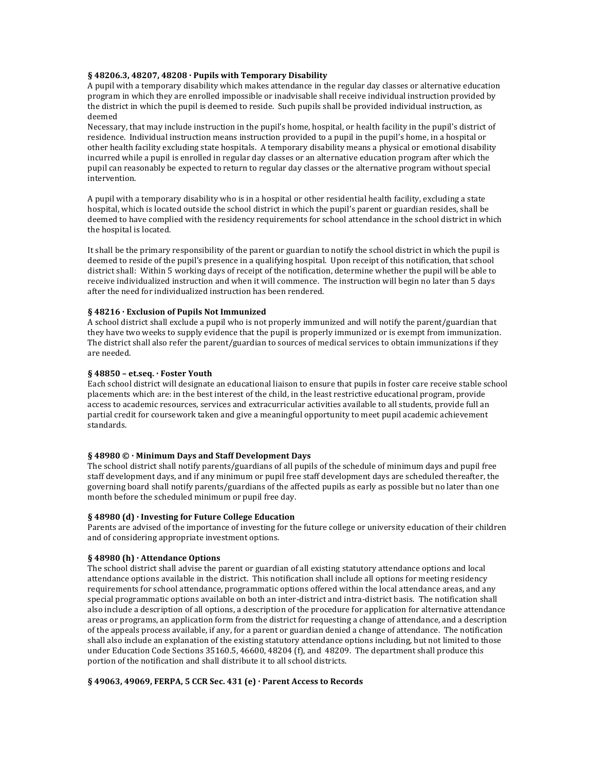**§ 48206.3, 48207, 48208 · Pupils with Temporary Disability**

A pupil with a temporary disability which makes attendance in the regular day classes or alternative education program in which they are enrolled impossible or inadvisable shall receive individual instruction provided by the district in which the pupil is deemed to reside. Such pupils shall be provided individual instruction, as deemed

Necessary, that may include instruction in the pupil's home, hospital, or health facility in the pupil's district of residence. Individual instruction means instruction provided to a pupil in the pupil's home, in a hospital or other health facility excluding state hospitals. A temporary disability means a physical or emotional disability incurred while a pupil is enrolled in regular day classes or an alternative education program after which the pupil can reasonably be expected to return to regular day classes or the alternative program without special intervention.

A pupil with a temporary disability who is in a hospital or other residential health facility, excluding a state hospital, which is located outside the school district in which the pupil's parent or guardian resides, shall be deemed to have complied with the residency requirements for school attendance in the school district in which the hospital is located.

It shall be the primary responsibility of the parent or guardian to notify the school district in which the pupil is deemed to reside of the pupil's presence in a qualifying hospital. Upon receipt of this notification, that school district shall: Within 5 working days of receipt of the notification, determine whether the pupil will be able to receive individualized instruction and when it will commence. The instruction will begin no later than 5 days after the need for individualized instruction has been rendered.

**§ 48216 · Exclusion of Pupils Not Immunized**

A school district shall exclude a pupil who is not properly immunized and will notify the parent/guardian that they have two weeks to supply evidence that the pupil is properly immunized or is exempt from immunization. The district shall also refer the parent/guardian to sources of medical services to obtain immunizations if they are needed.

**§ 48850 – et.seq. · Foster Youth**

Each school district will designate an educational liaison to ensure that pupils in foster care receive stable school placements which are: in the best interest of the child, in the least restrictive educational program, provide access to academic resources, services and extracurricular activities available to all students, provide full an partial credit for coursework taken and give a meaningful opportunity to meet pupil academic achievement standards.

**§ 48980 © · Minimum Days and Staff Development Days**

The school district shall notify parents/guardians of all pupils of the schedule of minimum days and pupil free staff development days, and if any minimum or pupil free staff development days are scheduled thereafter, the governing board shall notify parents/guardians of the affected pupils as early as possible but no later than one month before the scheduled minimum or pupil free day.

**§ 48980 (d) · Investing for Future College Education**

Parents are advised of the importance of investing for the future college or university education of their children and of considering appropriate investment options.

**§ 48980 (h) · Attendance Options**

The school district shall advise the parent or guardian of all existing statutory attendance options and local attendance options available in the district. This notification shall include all options for meeting residency requirements for school attendance, programmatic options offered within the local attendance areas, and any special programmatic options available on both an inter-district and intra-district basis. The notification shall also include a description of all options, a description of the procedure for application for alternative attendance areas or programs, an application form from the district for requesting a change of attendance, and a description of the appeals process available, if any, for a parent or guardian denied a change of attendance. The notification shall also include an explanation of the existing statutory attendance options including, but not limited to those under Education Code Sections 35160.5, 46600, 48204 (f), and 48209. The department shall produce this portion of the notification and shall distribute it to all school districts.

**§ 49063, 49069, FERPA, 5 CCR Sec. 431 (e) · Parent Access to Records**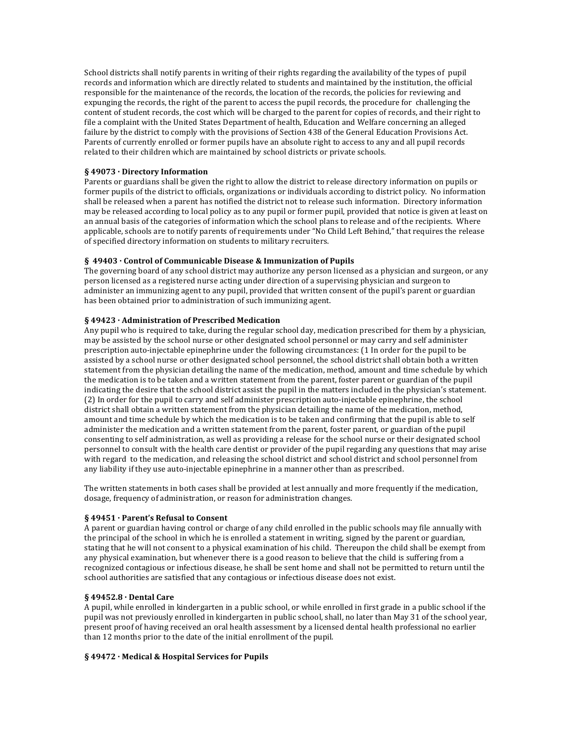School districts shall notify parents in writing of their rights regarding the availability of the types of pupil records and information which are directly related to students and maintained by the institution, the official responsible for the maintenance of the records, the location of the records, the policies for reviewing and expunging the records, the right of the parent to access the pupil records, the procedure for challenging the content of student records, the cost which will be charged to the parent for copies of records, and their right to file a complaint with the United States Department of health, Education and Welfare concerning an alleged failure by the district to comply with the provisions of Section 438 of the General Education Provisions Act. Parents of currently enrolled or former pupils have an absolute right to access to any and all pupil records related to their children which are maintained by school districts or private schools.

**§ 49073 · Directory Information**

Parents or guardians shall be given the right to allow the district to release directory information on pupils or former pupils of the district to officials, organizations or individuals according to district policy. No information shall be released when a parent has notified the district not to release such information. Directory information may be released according to local policy as to any pupil or former pupil, provided that notice is given at least on an annual basis of the categories of information which the school plans to release and of the recipients. Where applicable, schools are to notify parents of requirements under "No Child Left Behind," that requires the release of specified directory information on students to military recruiters.

**§ 49403 · Control of Communicable Disease & Immunization of Pupils**

The governing board of any school district may authorize any person licensed as a physician and surgeon, or any person licensed as a registered nurse acting under direction of a supervising physician and surgeon to administer an immunizing agent to any pupil, provided that written consent of the pupil's parent or guardian has been obtained prior to administration of such immunizing agent.

**§ 49423 · Administration of Prescribed Medication**

Any pupil who is required to take, during the regular school day, medication prescribed for them by a physician, may be assisted by the school nurse or other designated school personnel or may carry and self administer prescription auto-injectable epinephrine under the following circumstances: (1 In order for the pupil to be assisted by a school nurse or other designated school personnel, the school district shall obtain both a written statement from the physician detailing the name of the medication, method, amount and time schedule by which the medication is to be taken and a written statement from the parent, foster parent or guardian of the pupil indicating the desire that the school district assist the pupil in the matters included in the physician's statement. (2) In order for the pupil to carry and self administer prescription auto-injectable epinephrine, the school district shall obtain a written statement from the physician detailing the name of the medication, method, amount and time schedule by which the medication is to be taken and confirming that the pupil is able to self administer the medication and a written statement from the parent, foster parent, or guardian of the pupil consenting to self administration, as well as providing a release for the school nurse or their designated school personnel to consult with the health care dentist or provider of the pupil regarding any questions that may arise with regard to the medication, and releasing the school district and school district and school personnel from any liability if they use auto-injectable epinephrine in a manner other than as prescribed.

The written statements in both cases shall be provided at lest annually and more frequently if the medication, dosage, frequency of administration, or reason for administration changes.

**§ 49451 · Parent's Refusal to Consent**

A parent or guardian having control or charge of any child enrolled in the public schools may file annually with the principal of the school in which he is enrolled a statement in writing, signed by the parent or guardian, stating that he will not consent to a physical examination of his child. Thereupon the child shall be exempt from any physical examination, but whenever there is a good reason to believe that the child is suffering from a recognized contagious or infectious disease, he shall be sent home and shall not be permitted to return until the school authorities are satisfied that any contagious or infectious disease does not exist.

**§ 49452.8 · Dental Care**

A pupil, while enrolled in kindergarten in a public school, or while enrolled in first grade in a public school if the pupil was not previously enrolled in kindergarten in public school, shall, no later than May 31 of the school year, present proof of having received an oral health assessment by a licensed dental health professional no earlier than 12 months prior to the date of the initial enrollment of the pupil.

**§ 49472 · Medical & Hospital Services for Pupils**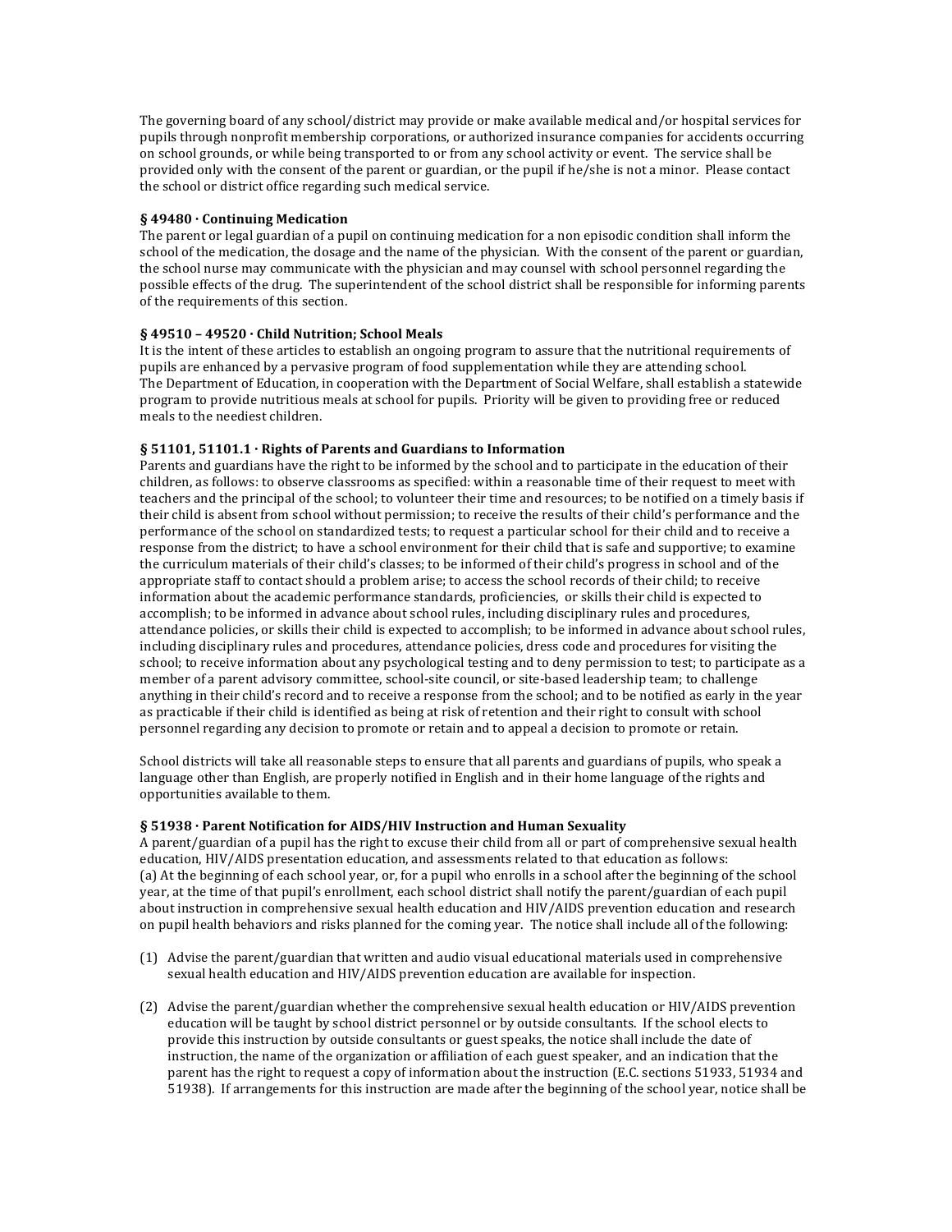The governing board of any school/district may provide or make available medical and/or hospital services for pupils through nonprofit membership corporations, or authorized insurance companies for accidents occurring on school grounds, or while being transported to or from any school activity or event. The service shall be provided only with the consent of the parent or guardian, or the pupil if he/she is not a minor. Please contact the school or district office regarding such medical service.

**§ 49480 · Continuing Medication**

The parent or legal guardian of a pupil on continuing medication for a non episodic condition shall inform the school of the medication, the dosage and the name of the physician. With the consent of the parent or guardian, the school nurse may communicate with the physician and may counsel with school personnel regarding the possible effects of the drug. The superintendent of the school district shall be responsible for informing parents of the requirements of this section.

**§ 49510 – 49520 · Child Nutrition; School Meals**

It is the intent of these articles to establish an ongoing program to assure that the nutritional requirements of pupils are enhanced by a pervasive program of food supplementation while they are attending school. The Department of Education, in cooperation with the Department of Social Welfare, shall establish a statewide program to provide nutritious meals at school for pupils. Priority will be given to providing free or reduced meals to the neediest children.

**§ 51101, 51101.1 · Rights of Parents and Guardians to Information**

Parents and guardians have the right to be informed by the school and to participate in the education of their children, as follows: to observe classrooms as specified: within a reasonable time of their request to meet with teachers and the principal of the school; to volunteer their time and resources; to be notified on a timely basis if their child is absent from school without permission; to receive the results of their child's performance and the performance of the school on standardized tests; to request a particular school for their child and to receive a response from the district; to have a school environment for their child that is safe and supportive; to examine the curriculum materials of their child's classes; to be informed of their child's progress in school and of the appropriate staff to contact should a problem arise; to access the school records of their child; to receive information about the academic performance standards, proficiencies, or skills their child is expected to accomplish; to be informed in advance about school rules, including disciplinary rules and procedures, attendance policies, or skills their child is expected to accomplish; to be informed in advance about school rules, including disciplinary rules and procedures, attendance policies, dress code and procedures for visiting the school; to receive information about any psychological testing and to deny permission to test; to participate as a member of a parent advisory committee, school-site council, or site-based leadership team; to challenge anything in their child's record and to receive a response from the school; and to be notified as early in the year as practicable if their child is identified as being at risk of retention and their right to consult with school personnel regarding any decision to promote or retain and to appeal a decision to promote or retain.

School districts will take all reasonable steps to ensure that all parents and guardians of pupils, who speak a language other than English, are properly notified in English and in their home language of the rights and opportunities available to them.

**§ 51938 · Parent Notification for AIDS/HIV Instruction and Human Sexuality**

A parent/guardian of a pupil has the right to excuse their child from all or part of comprehensive sexual health education, HIV/AIDS presentation education, and assessments related to that education as follows:
(a) At the beginning of each school year, or, for a pupil who enrolls in a school after the beginning of the school year, at the time of that pupil's enrollment, each school district shall notify the parent/guardian of each pupil about instruction in comprehensive sexual health education and HIV/AIDS prevention education and research on pupil health behaviors and risks planned for the coming year. The notice shall include all of the following:

(1) Advise the parent/guardian that written and audio visual educational materials used in comprehensive sexual health education and HIV/AIDS prevention education are available for inspection.

(2) Advise the parent/guardian whether the comprehensive sexual health education or HIV/AIDS prevention education will be taught by school district personnel or by outside consultants. If the school elects to provide this instruction by outside consultants or guest speaks, the notice shall include the date of instruction, the name of the organization or affiliation of each guest speaker, and an indication that the parent has the right to request a copy of information about the instruction (E.C. sections 51933, 51934 and 51938). If arrangements for this instruction are made after the beginning of the school year, notice shall be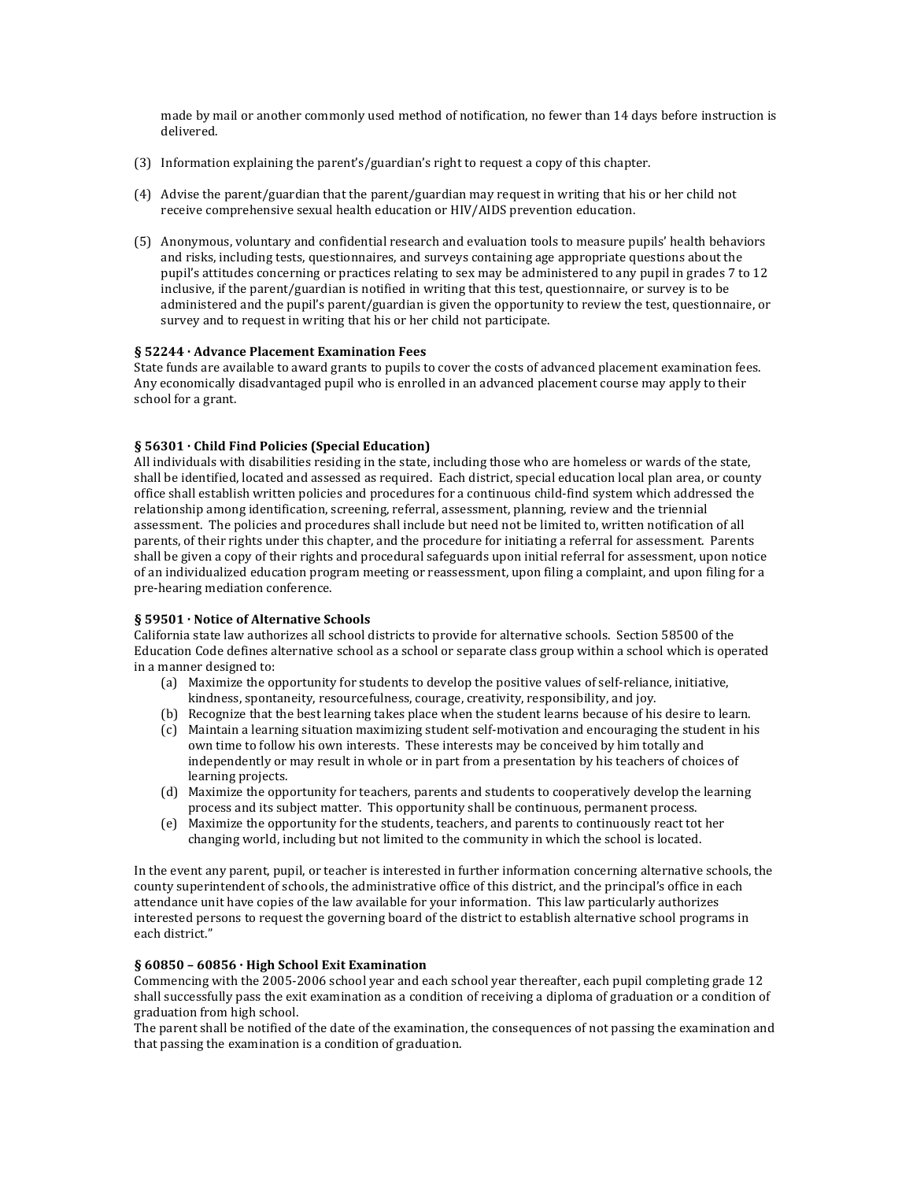made by mail or another commonly used method of notification, no fewer than 14 days before instruction is delivered.

(3) Information explaining the parent's/guardian's right to request a copy of this chapter.

(4) Advise the parent/guardian that the parent/guardian may request in writing that his or her child not receive comprehensive sexual health education or HIV/AIDS prevention education.

(5) Anonymous, voluntary and confidential research and evaluation tools to measure pupils' health behaviors and risks, including tests, questionnaires, and surveys containing age appropriate questions about the pupil's attitudes concerning or practices relating to sex may be administered to any pupil in grades 7 to 12 inclusive, if the parent/guardian is notified in writing that this test, questionnaire, or survey is to be administered and the pupil's parent/guardian is given the opportunity to review the test, questionnaire, or survey and to request in writing that his or her child not participate.

**§ 52244 · Advance Placement Examination Fees**

State funds are available to award grants to pupils to cover the costs of advanced placement examination fees. Any economically disadvantaged pupil who is enrolled in an advanced placement course may apply to their school for a grant.

**§ 56301 · Child Find Policies (Special Education)**

All individuals with disabilities residing in the state, including those who are homeless or wards of the state, shall be identified, located and assessed as required. Each district, special education local plan area, or county office shall establish written policies and procedures for a continuous child-find system which addressed the relationship among identification, screening, referral, assessment, planning, review and the triennial assessment. The policies and procedures shall include but need not be limited to, written notification of all parents, of their rights under this chapter, and the procedure for initiating a referral for assessment. Parents shall be given a copy of their rights and procedural safeguards upon initial referral for assessment, upon notice of an individualized education program meeting or reassessment, upon filing a complaint, and upon filing for a pre-hearing mediation conference.

**§ 59501 · Notice of Alternative Schools**

California state law authorizes all school districts to provide for alternative schools. Section 58500 of the Education Code defines alternative school as a school or separate class group within a school which is operated in a manner designed to:

(a) Maximize the opportunity for students to develop the positive values of self-reliance, initiative, kindness, spontaneity, resourcefulness, courage, creativity, responsibility, and joy.
(b) Recognize that the best learning takes place when the student learns because of his desire to learn.
(c) Maintain a learning situation maximizing student self-motivation and encouraging the student in his own time to follow his own interests. These interests may be conceived by him totally and independently or may result in whole or in part from a presentation by his teachers of choices of learning projects.
(d) Maximize the opportunity for teachers, parents and students to cooperatively develop the learning process and its subject matter. This opportunity shall be continuous, permanent process.
(e) Maximize the opportunity for the students, teachers, and parents to continuously react tot her changing world, including but not limited to the community in which the school is located.

In the event any parent, pupil, or teacher is interested in further information concerning alternative schools, the county superintendent of schools, the administrative office of this district, and the principal's office in each attendance unit have copies of the law available for your information. This law particularly authorizes interested persons to request the governing board of the district to establish alternative school programs in each district."

**§ 60850 – 60856 · High School Exit Examination**

Commencing with the 2005-2006 school year and each school year thereafter, each pupil completing grade 12 shall successfully pass the exit examination as a condition of receiving a diploma of graduation or a condition of graduation from high school.

The parent shall be notified of the date of the examination, the consequences of not passing the examination and that passing the examination is a condition of graduation.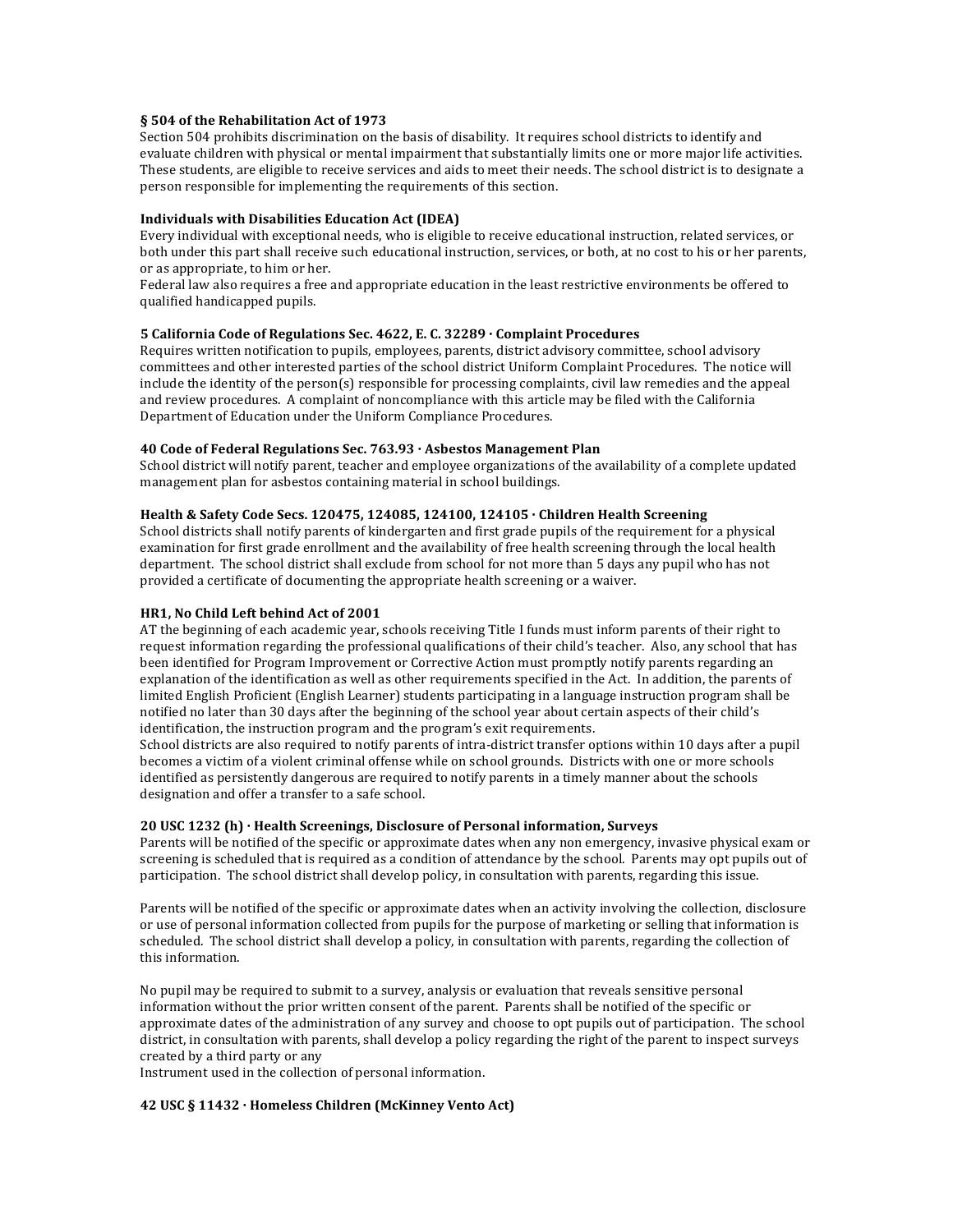**§ 504 of the Rehabilitation Act of 1973**
Section 504 prohibits discrimination on the basis of disability. It requires school districts to identify and evaluate children with physical or mental impairment that substantially limits one or more major life activities. These students, are eligible to receive services and aids to meet their needs. The school district is to designate a person responsible for implementing the requirements of this section.

**Individuals with Disabilities Education Act (IDEA)**
Every individual with exceptional needs, who is eligible to receive educational instruction, related services, or both under this part shall receive such educational instruction, services, or both, at no cost to his or her parents, or as appropriate, to him or her.
Federal law also requires a free and appropriate education in the least restrictive environments be offered to qualified handicapped pupils.

**5 California Code of Regulations Sec. 4622, E. C. 32289 · Complaint Procedures**
Requires written notification to pupils, employees, parents, district advisory committee, school advisory committees and other interested parties of the school district Uniform Complaint Procedures. The notice will include the identity of the person(s) responsible for processing complaints, civil law remedies and the appeal and review procedures. A complaint of noncompliance with this article may be filed with the California Department of Education under the Uniform Compliance Procedures.

**40 Code of Federal Regulations Sec. 763.93 · Asbestos Management Plan**
School district will notify parent, teacher and employee organizations of the availability of a complete updated management plan for asbestos containing material in school buildings.

**Health & Safety Code Secs. 120475, 124085, 124100, 124105 · Children Health Screening**
School districts shall notify parents of kindergarten and first grade pupils of the requirement for a physical examination for first grade enrollment and the availability of free health screening through the local health department. The school district shall exclude from school for not more than 5 days any pupil who has not provided a certificate of documenting the appropriate health screening or a waiver.

**HR1, No Child Left behind Act of 2001**
AT the beginning of each academic year, schools receiving Title I funds must inform parents of their right to request information regarding the professional qualifications of their child's teacher. Also, any school that has been identified for Program Improvement or Corrective Action must promptly notify parents regarding an explanation of the identification as well as other requirements specified in the Act. In addition, the parents of limited English Proficient (English Learner) students participating in a language instruction program shall be notified no later than 30 days after the beginning of the school year about certain aspects of their child's identification, the instruction program and the program's exit requirements.
School districts are also required to notify parents of intra-district transfer options within 10 days after a pupil becomes a victim of a violent criminal offense while on school grounds. Districts with one or more schools identified as persistently dangerous are required to notify parents in a timely manner about the schools designation and offer a transfer to a safe school.

**20 USC 1232 (h) · Health Screenings, Disclosure of Personal information, Surveys**
Parents will be notified of the specific or approximate dates when any non emergency, invasive physical exam or screening is scheduled that is required as a condition of attendance by the school. Parents may opt pupils out of participation. The school district shall develop policy, in consultation with parents, regarding this issue.

Parents will be notified of the specific or approximate dates when an activity involving the collection, disclosure or use of personal information collected from pupils for the purpose of marketing or selling that information is scheduled. The school district shall develop a policy, in consultation with parents, regarding the collection of this information.

No pupil may be required to submit to a survey, analysis or evaluation that reveals sensitive personal information without the prior written consent of the parent. Parents shall be notified of the specific or approximate dates of the administration of any survey and choose to opt pupils out of participation. The school district, in consultation with parents, shall develop a policy regarding the right of the parent to inspect surveys created by a third party or any
Instrument used in the collection of personal information.

**42 USC § 11432 · Homeless Children (McKinney Vento Act)**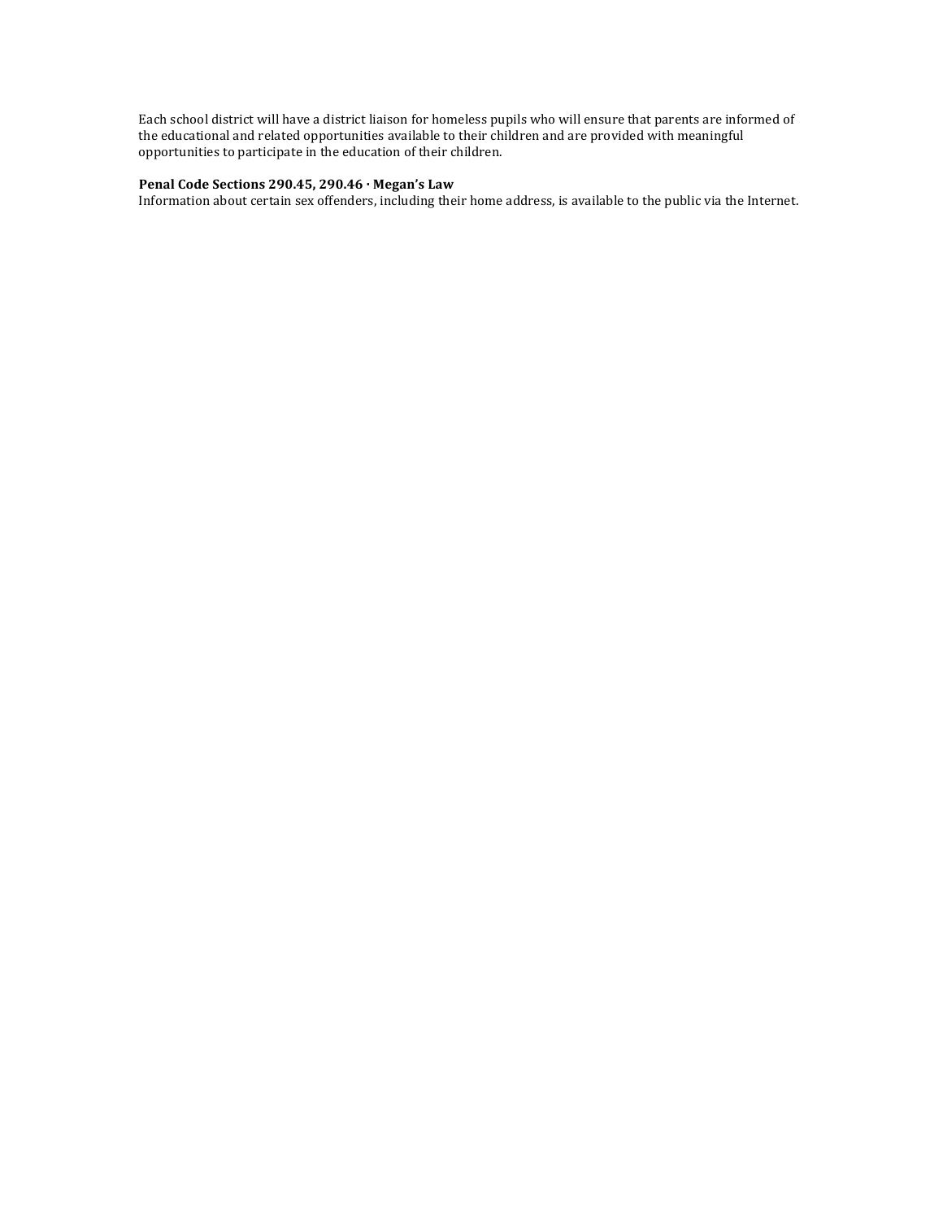Each school district will have a district liaison for homeless pupils who will ensure that parents are informed of the educational and related opportunities available to their children and are provided with meaningful opportunities to participate in the education of their children.

**Penal Code Sections 290.45, 290.46 · Megan's Law**
Information about certain sex offenders, including their home address, is available to the public via the Internet.